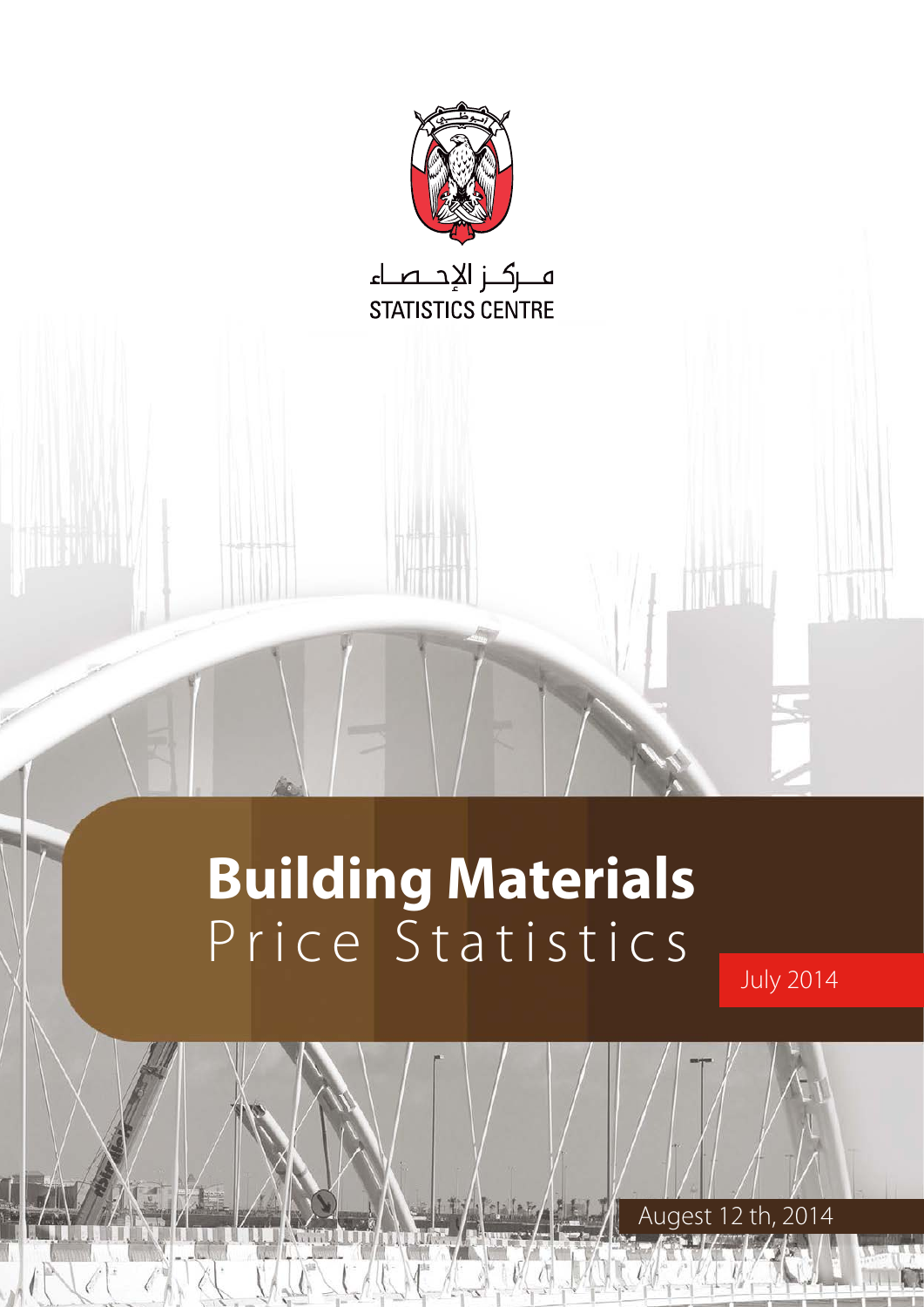مــركــز الإحــصــاء

STATISTICS CENTRE

# Building Materials
## Price Statistics

July 2014

Augest 12 th, 2014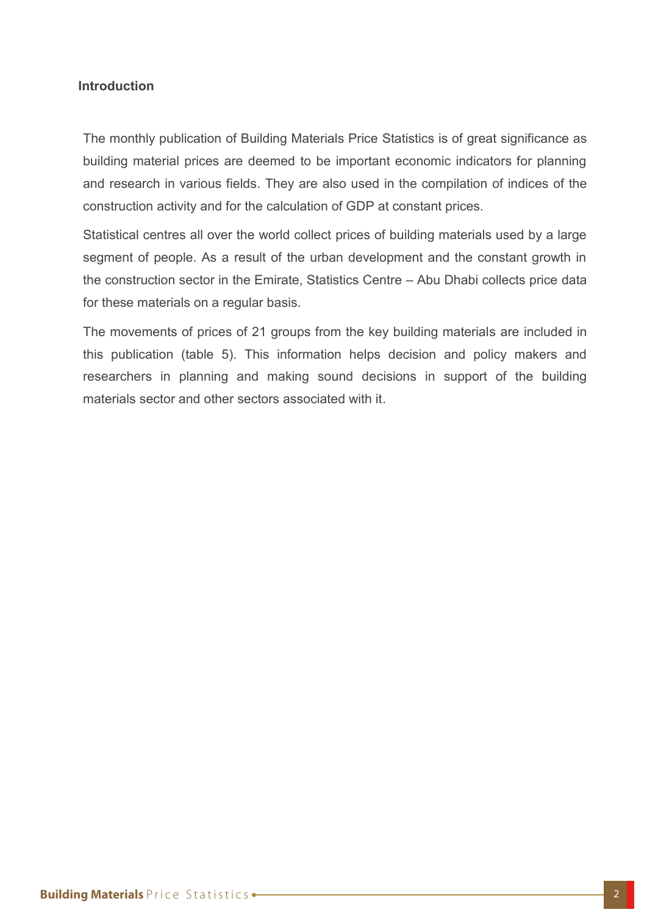## Introduction

The monthly publication of Building Materials Price Statistics is of great significance as building material prices are deemed to be important economic indicators for planning and research in various fields. They are also used in the compilation of indices of the construction activity and for the calculation of GDP at constant prices.

Statistical centres all over the world collect prices of building materials used by a large segment of people. As a result of the urban development and the constant growth in the construction sector in the Emirate, Statistics Centre – Abu Dhabi collects price data for these materials on a regular basis.

The movements of prices of 21 groups from the key building materials are included in this publication (table 5). This information helps decision and policy makers and researchers in planning and making sound decisions in support of the building materials sector and other sectors associated with it.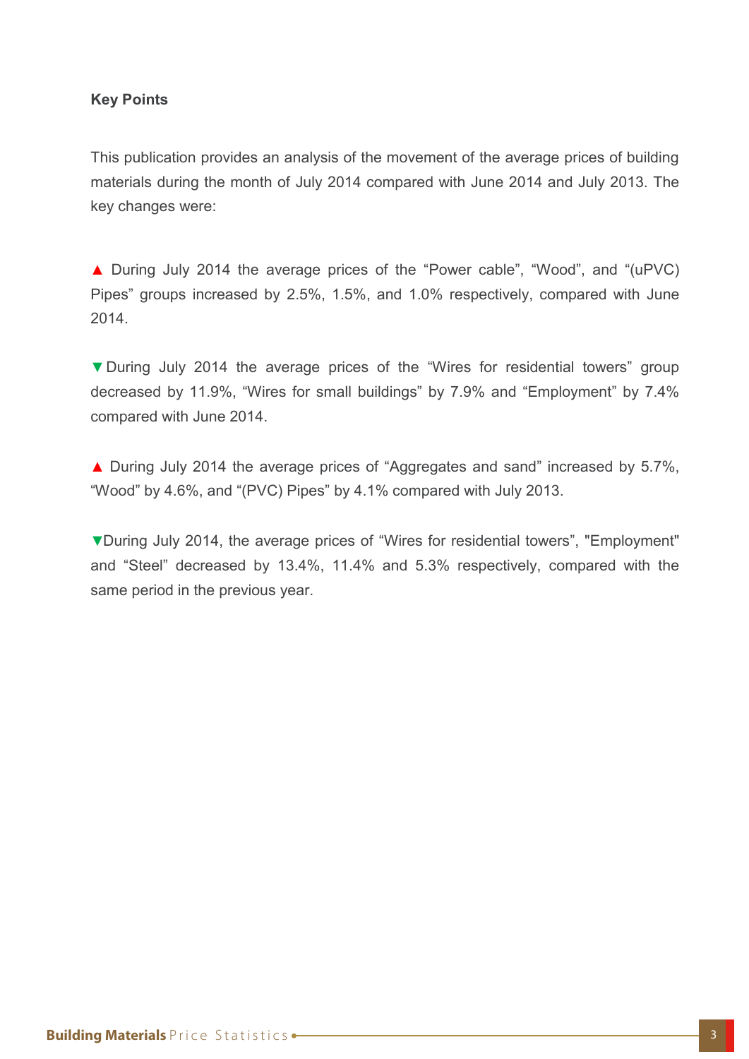**Key Points**

This publication provides an analysis of the movement of the average prices of building materials during the month of July 2014 compared with June 2014 and July 2013. The key changes were:

▲ During July 2014 the average prices of the “Power cable”, “Wood”, and “(uPVC) Pipes” groups increased by 2.5%, 1.5%, and 1.0% respectively, compared with June 2014.

▼ During July 2014 the average prices of the “Wires for residential towers” group decreased by 11.9%, “Wires for small buildings” by 7.9% and “Employment” by 7.4% compared with June 2014.

▲ During July 2014 the average prices of “Aggregates and sand” increased by 5.7%, “Wood” by 4.6%, and “(PVC) Pipes” by 4.1% compared with July 2013.

▼During July 2014, the average prices of “Wires for residential towers”, "Employment" and “Steel” decreased by 13.4%, 11.4% and 5.3% respectively, compared with the same period in the previous year.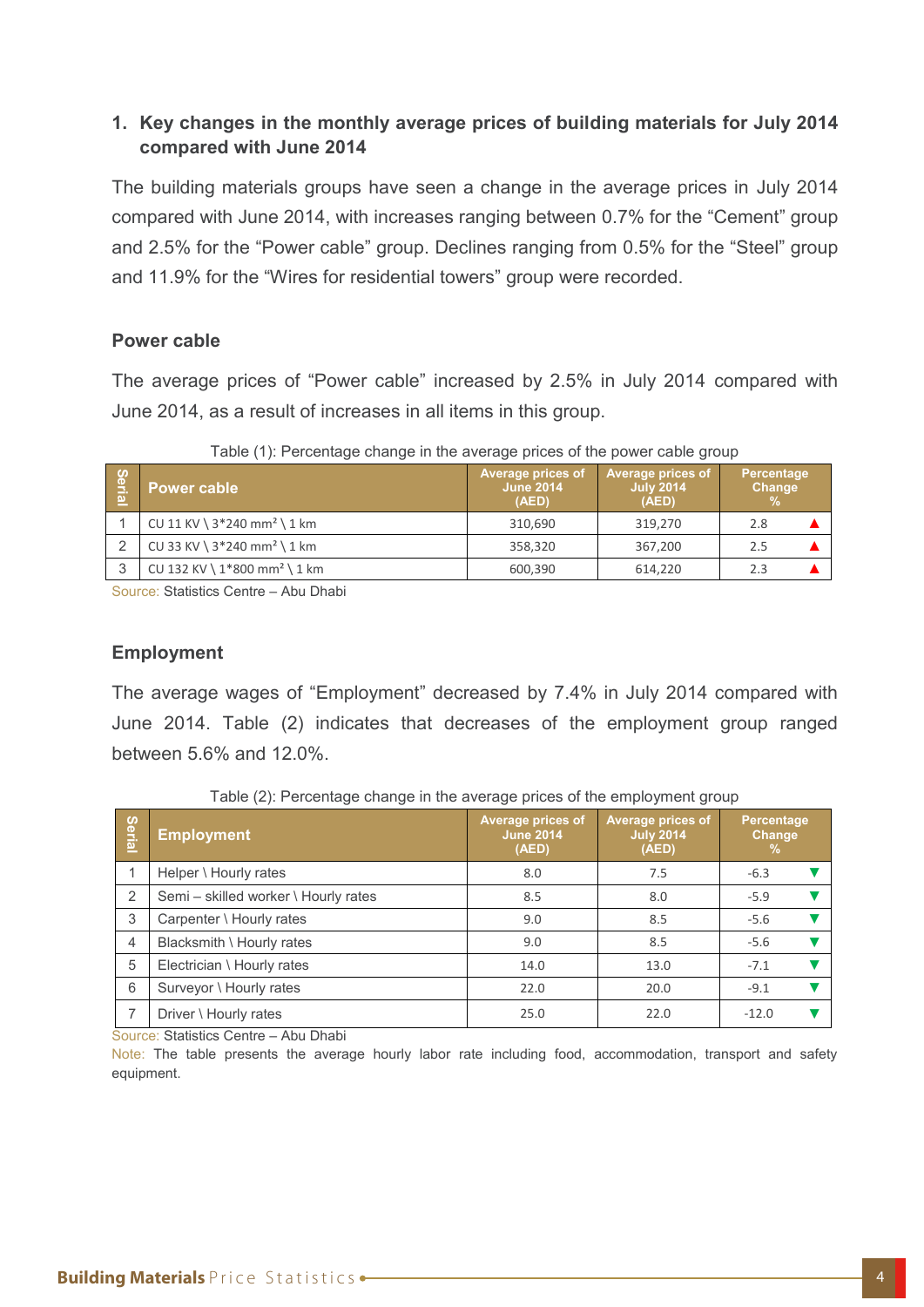## 1. Key changes in the monthly average prices of building materials for July 2014 compared with June 2014

The building materials groups have seen a change in the average prices in July 2014 compared with June 2014, with increases ranging between 0.7% for the "Cement" group and 2.5% for the "Power cable" group. Declines ranging from 0.5% for the "Steel" group and 11.9% for the "Wires for residential towers" group were recorded.

### Power cable

The average prices of "Power cable" increased by 2.5% in July 2014 compared with June 2014, as a result of increases in all items in this group.

Table (1): Percentage change in the average prices of the power cable group

| Serial | Power cable | Average prices of June 2014 (AED) | Average prices of July 2014 (AED) | Percentage Change % |
|---|---|---|---|---|
| 1 | CU 11 KV \ 3*240 mm² \ 1 km | 310,690 | 319,270 | 2.8 ▲ |
| 2 | CU 33 KV \ 3*240 mm² \ 1 km | 358,320 | 367,200 | 2.5 ▲ |
| 3 | CU 132 KV \ 1*800 mm² \ 1 km | 600,390 | 614,220 | 2.3 ▲ |

Source: Statistics Centre – Abu Dhabi

### Employment

The average wages of "Employment" decreased by 7.4% in July 2014 compared with June 2014. Table (2) indicates that decreases of the employment group ranged between 5.6% and 12.0%.

Table (2): Percentage change in the average prices of the employment group

| Serial | Employment | Average prices of June 2014 (AED) | Average prices of July 2014 (AED) | Percentage Change % |
|---|---|---|---|---|
| 1 | Helper \ Hourly rates | 8.0 | 7.5 | -6.3 ▼ |
| 2 | Semi – skilled worker \ Hourly rates | 8.5 | 8.0 | -5.9 ▼ |
| 3 | Carpenter \ Hourly rates | 9.0 | 8.5 | -5.6 ▼ |
| 4 | Blacksmith \ Hourly rates | 9.0 | 8.5 | -5.6 ▼ |
| 5 | Electrician \ Hourly rates | 14.0 | 13.0 | -7.1 ▼ |
| 6 | Surveyor \ Hourly rates | 22.0 | 20.0 | -9.1 ▼ |
| 7 | Driver \ Hourly rates | 25.0 | 22.0 | -12.0 ▼ |

Source: Statistics Centre – Abu Dhabi

Note: The table presents the average hourly labor rate including food, accommodation, transport and safety equipment.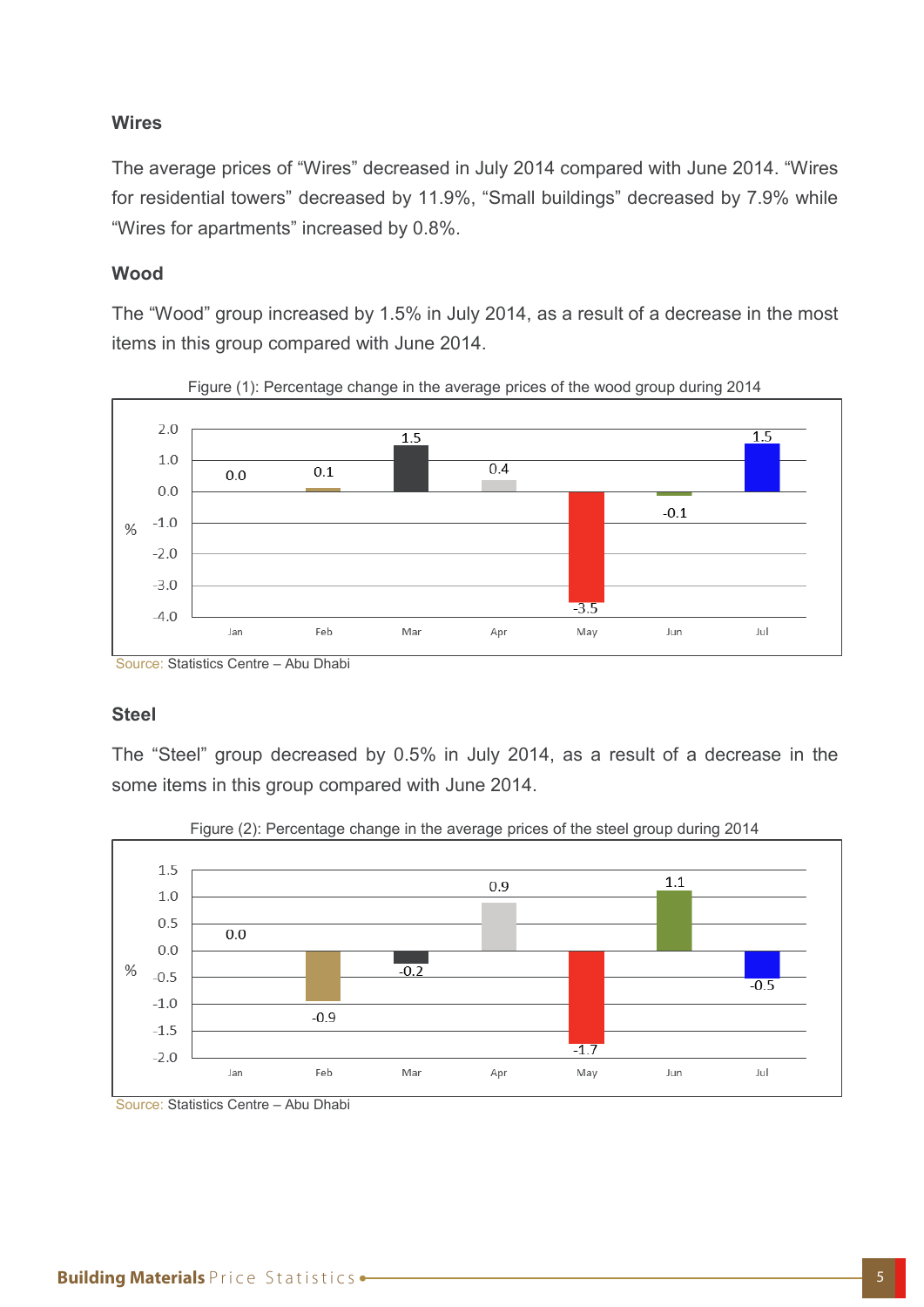### Wires

The average prices of "Wires" decreased in July 2014 compared with June 2014. "Wires for residential towers" decreased by 11.9%, "Small buildings" decreased by 7.9% while "Wires for apartments" increased by 0.8%.

### Wood

The "Wood" group increased by 1.5% in July 2014, as a result of a decrease in the most items in this group compared with June 2014.

Figure (1): Percentage change in the average prices of the wood group during 2014

| Month | % |
|---|---|
| Jan | 0.0 |
| Feb | 0.1 |
| Mar | 1.5 |
| Apr | 0.4 |
| May | -3.5 |
| Jun | -0.1 |
| Jul | 1.5 |

Source: Statistics Centre – Abu Dhabi

### Steel

The "Steel" group decreased by 0.5% in July 2014, as a result of a decrease in the some items in this group compared with June 2014.

Figure (2): Percentage change in the average prices of the steel group during 2014

| Month | % |
|---|---|
| Jan | 0.0 |
| Feb | -0.9 |
| Mar | -0.2 |
| Apr | 0.9 |
| May | -1.7 |
| Jun | 1.1 |
| Jul | -0.5 |

Source: Statistics Centre – Abu Dhabi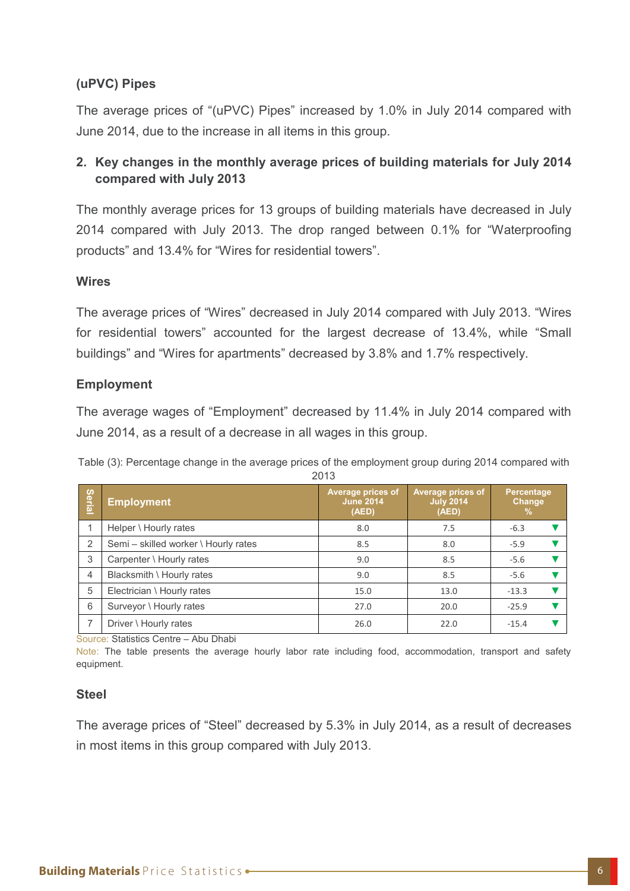### (uPVC) Pipes

The average prices of "(uPVC) Pipes" increased by 1.0% in July 2014 compared with June 2014, due to the increase in all items in this group.

## 2. Key changes in the monthly average prices of building materials for July 2014 compared with July 2013

The monthly average prices for 13 groups of building materials have decreased in July 2014 compared with July 2013. The drop ranged between 0.1% for "Waterproofing products" and 13.4% for "Wires for residential towers".

### Wires

The average prices of "Wires" decreased in July 2014 compared with July 2013. "Wires for residential towers" accounted for the largest decrease of 13.4%, while "Small buildings" and "Wires for apartments" decreased by 3.8% and 1.7% respectively.

### Employment

The average wages of "Employment" decreased by 11.4% in July 2014 compared with June 2014, as a result of a decrease in all wages in this group.

Table (3): Percentage change in the average prices of the employment group during 2014 compared with 2013

| Serial | Employment | Average prices of June 2014 (AED) | Average prices of July 2014 (AED) | Percentage Change % |
|---|---|---|---|---|
| 1 | Helper \ Hourly rates | 8.0 | 7.5 | -6.3 ▼ |
| 2 | Semi – skilled worker \ Hourly rates | 8.5 | 8.0 | -5.9 ▼ |
| 3 | Carpenter \ Hourly rates | 9.0 | 8.5 | -5.6 ▼ |
| 4 | Blacksmith \ Hourly rates | 9.0 | 8.5 | -5.6 ▼ |
| 5 | Electrician \ Hourly rates | 15.0 | 13.0 | -13.3 ▼ |
| 6 | Surveyor \ Hourly rates | 27.0 | 20.0 | -25.9 ▼ |
| 7 | Driver \ Hourly rates | 26.0 | 22.0 | -15.4 ▼ |

Source: Statistics Centre – Abu Dhabi

Note: The table presents the average hourly labor rate including food, accommodation, transport and safety equipment.

### Steel

The average prices of "Steel" decreased by 5.3% in July 2014, as a result of decreases in most items in this group compared with July 2013.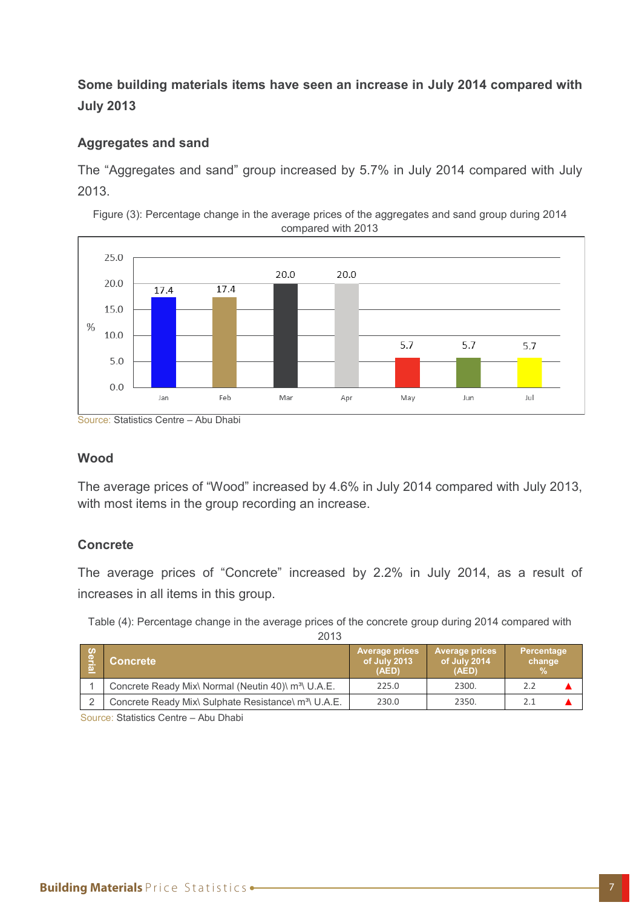**Some building materials items have seen an increase in July 2014 compared with July 2013**

### Aggregates and sand

The “Aggregates and sand” group increased by 5.7% in July 2014 compared with July 2013.

Figure (3): Percentage change in the average prices of the aggregates and sand group during 2014 compared with 2013

| Month | % |
|---|---|
| Jan | 17.4 |
| Feb | 17.4 |
| Mar | 20.0 |
| Apr | 20.0 |
| May | 5.7 |
| Jun | 5.7 |
| Jul | 5.7 |

Source: Statistics Centre – Abu Dhabi

### Wood

The average prices of “Wood” increased by 4.6% in July 2014 compared with July 2013, with most items in the group recording an increase.

### Concrete

The average prices of “Concrete” increased by 2.2% in July 2014, as a result of increases in all items in this group.

Table (4): Percentage change in the average prices of the concrete group during 2014 compared with 2013

| Serial | Concrete | Average prices of July 2013 (AED) | Average prices of July 2014 (AED) | Percentage change % |
|---|---|---|---|---|
| 1 | Concrete Ready Mix\ Normal (Neutin 40)\ m³\ U.A.E. | 225.0 | 2300. | 2.2 ▲ |
| 2 | Concrete Ready Mix\ Sulphate Resistance\ m³\ U.A.E. | 230.0 | 2350. | 2.1 ▲ |

Source: Statistics Centre – Abu Dhabi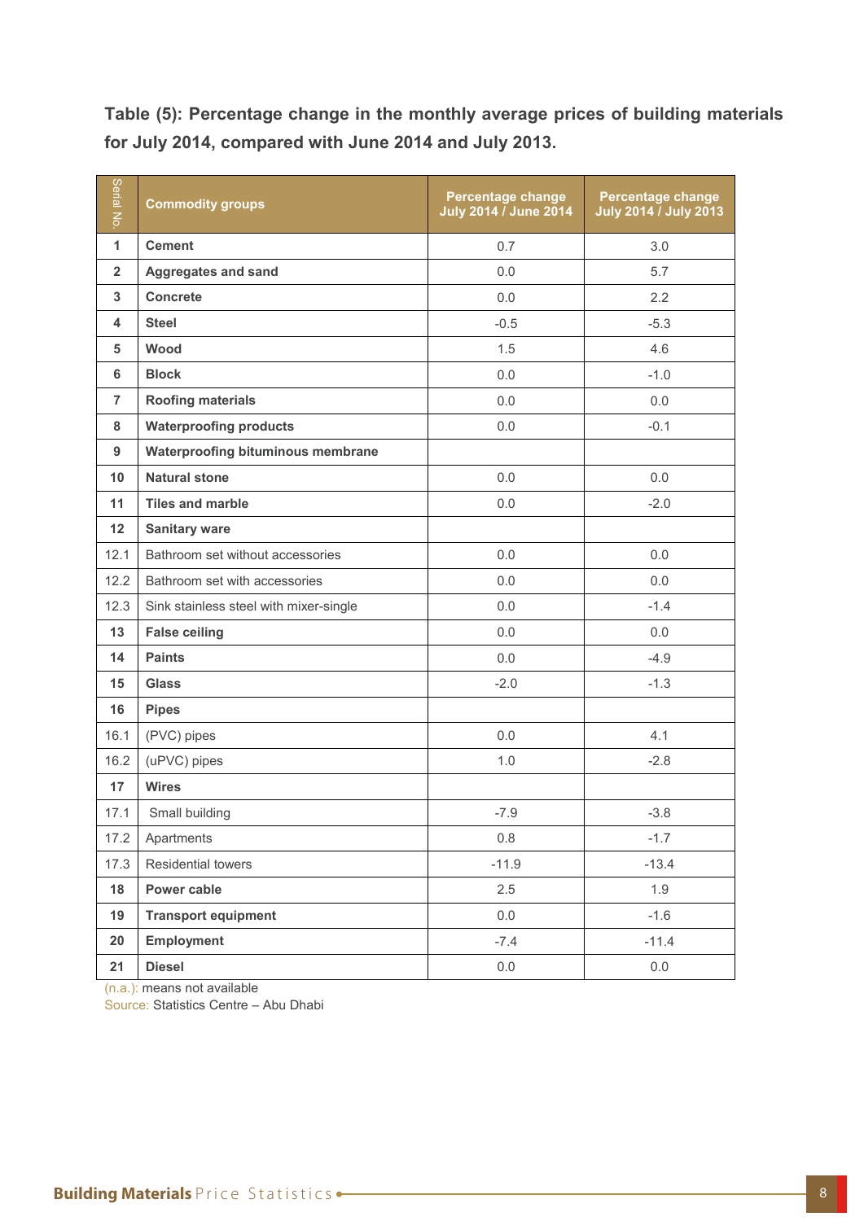**Table (5): Percentage change in the monthly average prices of building materials for July 2014, compared with June 2014 and July 2013.**

| Serial No. | Commodity groups | Percentage change July 2014 / June 2014 | Percentage change July 2014 / July 2013 |
|---|---|---|---|
| 1 | **Cement** | 0.7 | 3.0 |
| 2 | **Aggregates and sand** | 0.0 | 5.7 |
| 3 | **Concrete** | 0.0 | 2.2 |
| 4 | **Steel** | -0.5 | -5.3 |
| 5 | **Wood** | 1.5 | 4.6 |
| 6 | **Block** | 0.0 | -1.0 |
| 7 | **Roofing materials** | 0.0 | 0.0 |
| 8 | **Waterproofing products** | 0.0 | -0.1 |
| 9 | **Waterproofing bituminous membrane** | | |
| 10 | **Natural stone** | 0.0 | 0.0 |
| 11 | **Tiles and marble** | 0.0 | -2.0 |
| 12 | **Sanitary ware** | | |
| 12.1 | Bathroom set without accessories | 0.0 | 0.0 |
| 12.2 | Bathroom set with accessories | 0.0 | 0.0 |
| 12.3 | Sink stainless steel with mixer-single | 0.0 | -1.4 |
| 13 | **False ceiling** | 0.0 | 0.0 |
| 14 | **Paints** | 0.0 | -4.9 |
| 15 | **Glass** | -2.0 | -1.3 |
| 16 | **Pipes** | | |
| 16.1 | (PVC) pipes | 0.0 | 4.1 |
| 16.2 | (uPVC) pipes | 1.0 | -2.8 |
| 17 | **Wires** | | |
| 17.1 | Small building | -7.9 | -3.8 |
| 17.2 | Apartments | 0.8 | -1.7 |
| 17.3 | Residential towers | -11.9 | -13.4 |
| 18 | **Power cable** | 2.5 | 1.9 |
| 19 | **Transport equipment** | 0.0 | -1.6 |
| 20 | **Employment** | -7.4 | -11.4 |
| 21 | **Diesel** | 0.0 | 0.0 |

(n.a.): means not available

Source: Statistics Centre – Abu Dhabi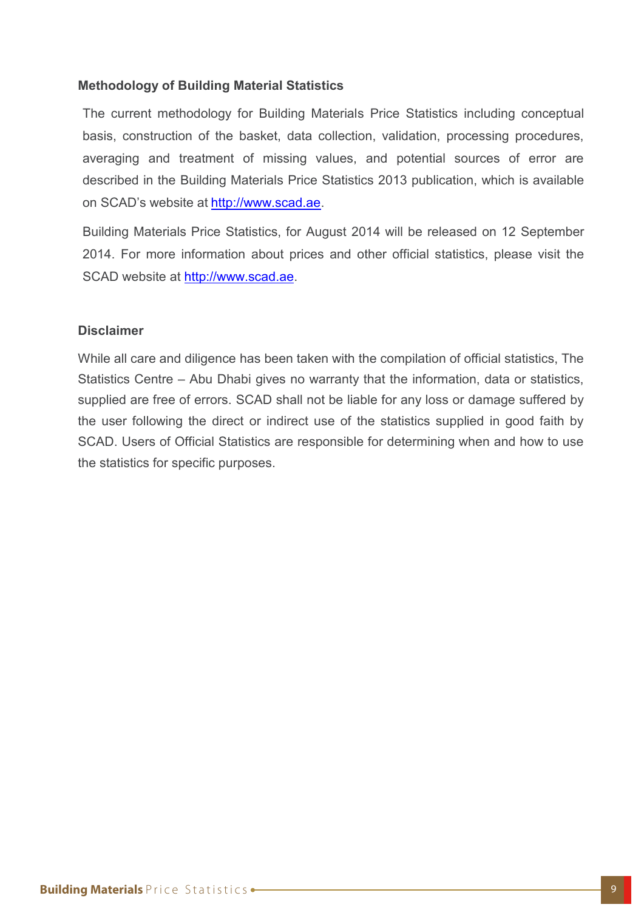## Methodology of Building Material Statistics

The current methodology for Building Materials Price Statistics including conceptual basis, construction of the basket, data collection, validation, processing procedures, averaging and treatment of missing values, and potential sources of error are described in the Building Materials Price Statistics 2013 publication, which is available on SCAD's website at http://www.scad.ae.

Building Materials Price Statistics, for August 2014 will be released on 12 September 2014. For more information about prices and other official statistics, please visit the SCAD website at http://www.scad.ae.

## Disclaimer

While all care and diligence has been taken with the compilation of official statistics, The Statistics Centre – Abu Dhabi gives no warranty that the information, data or statistics, supplied are free of errors. SCAD shall not be liable for any loss or damage suffered by the user following the direct or indirect use of the statistics supplied in good faith by SCAD. Users of Official Statistics are responsible for determining when and how to use the statistics for specific purposes.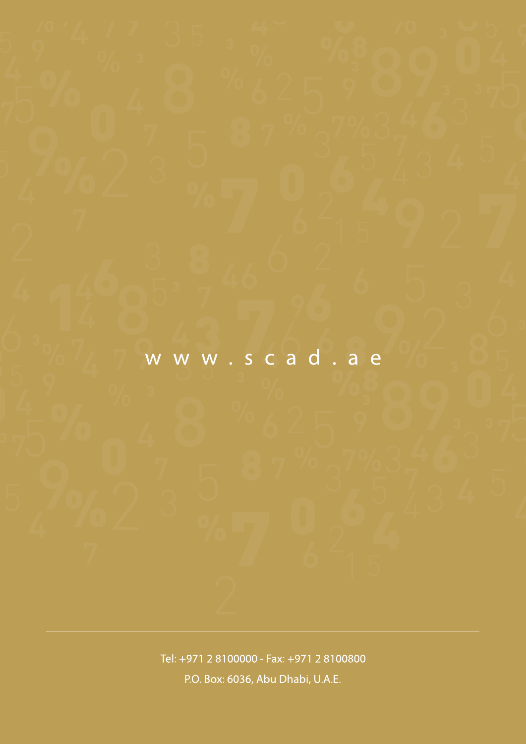www.scad.ae

Tel: +971 2 8100000 - Fax: +971 2 8100800

P.O. Box: 6036, Abu Dhabi, U.A.E.